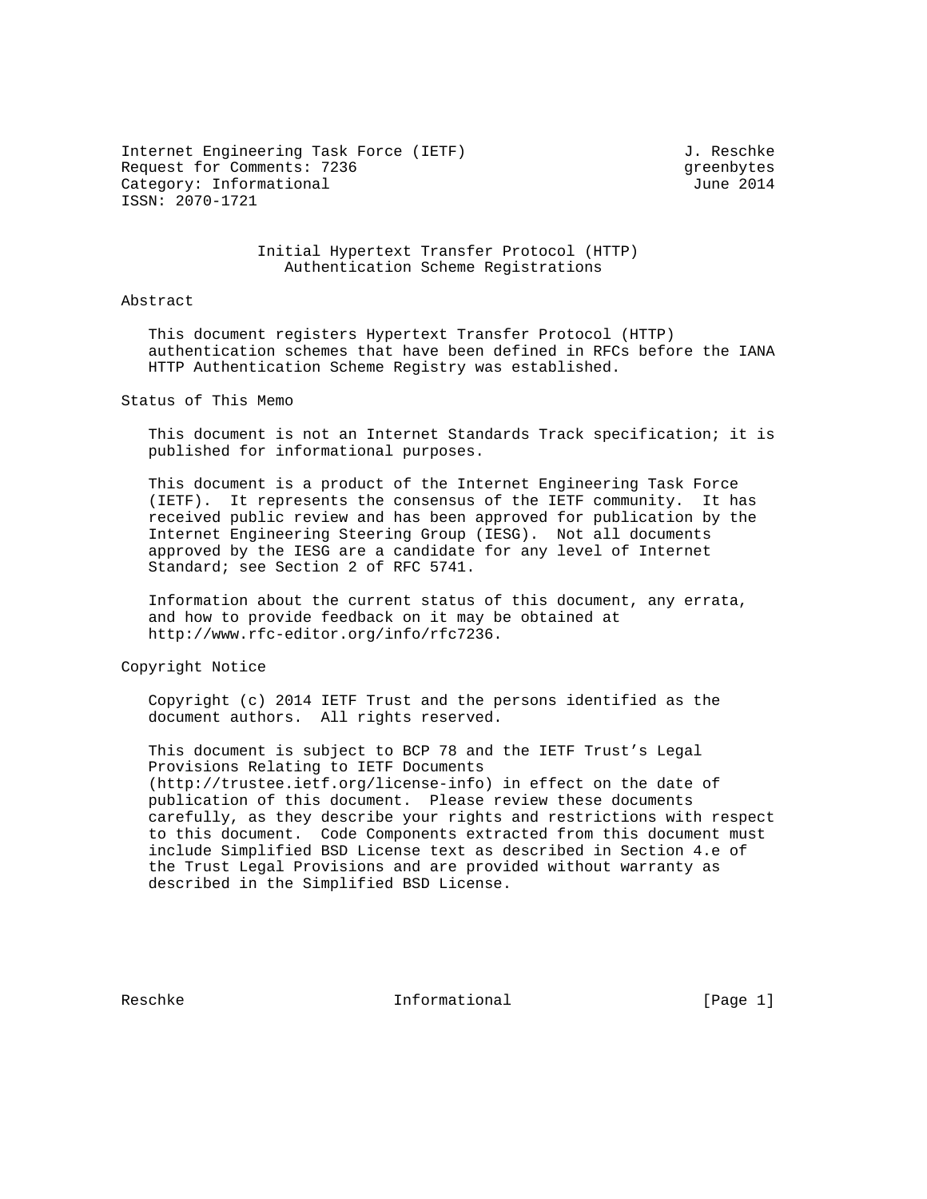Internet Engineering Task Force (IETF) J. Reschke
Request for Comments: 7236 greenbytes
Category: Informational June 2014
ISSN: 2070-1721

# Initial Hypertext Transfer Protocol (HTTP) Authentication Scheme Registrations

## Abstract

This document registers Hypertext Transfer Protocol (HTTP) authentication schemes that have been defined in RFCs before the IANA HTTP Authentication Scheme Registry was established.

## Status of This Memo

This document is not an Internet Standards Track specification; it is published for informational purposes.

This document is a product of the Internet Engineering Task Force (IETF). It represents the consensus of the IETF community. It has received public review and has been approved for publication by the Internet Engineering Steering Group (IESG). Not all documents approved by the IESG are a candidate for any level of Internet Standard; see Section 2 of RFC 5741.

Information about the current status of this document, any errata, and how to provide feedback on it may be obtained at http://www.rfc-editor.org/info/rfc7236.

## Copyright Notice

Copyright (c) 2014 IETF Trust and the persons identified as the document authors. All rights reserved.

This document is subject to BCP 78 and the IETF Trust's Legal Provisions Relating to IETF Documents (http://trustee.ietf.org/license-info) in effect on the date of publication of this document. Please review these documents carefully, as they describe your rights and restrictions with respect to this document. Code Components extracted from this document must include Simplified BSD License text as described in Section 4.e of the Trust Legal Provisions and are provided without warranty as described in the Simplified BSD License.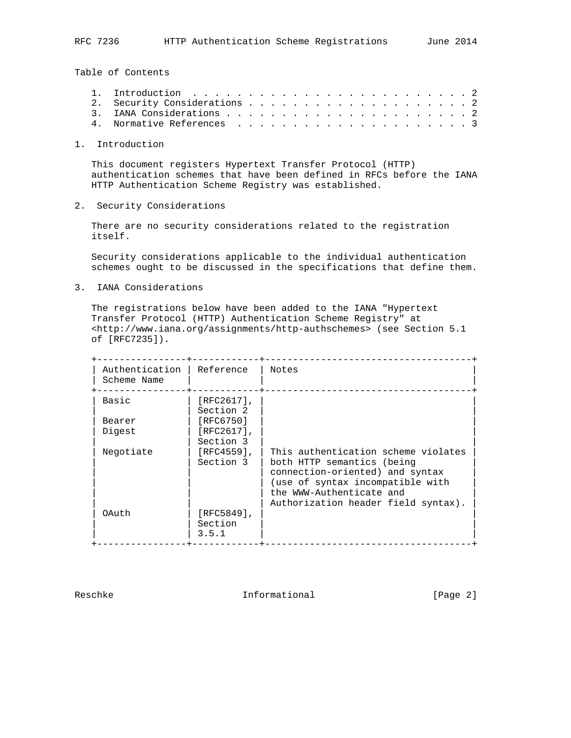## Table of Contents

1. Introduction . . . . . . . . . . . . . . . . . . . . . . . . . 2
2. Security Considerations . . . . . . . . . . . . . . . . . . . . 2
3. IANA Considerations . . . . . . . . . . . . . . . . . . . . . . 2
4. Normative References . . . . . . . . . . . . . . . . . . . . . 3

## 1. Introduction

This document registers Hypertext Transfer Protocol (HTTP) authentication schemes that have been defined in RFCs before the IANA HTTP Authentication Scheme Registry was established.

## 2. Security Considerations

There are no security considerations related to the registration itself.

Security considerations applicable to the individual authentication schemes ought to be discussed in the specifications that define them.

## 3. IANA Considerations

The registrations below have been added to the IANA "Hypertext Transfer Protocol (HTTP) Authentication Scheme Registry" at <http://www.iana.org/assignments/http-authschemes> (see Section 5.1 of [RFC7235]).

| Authentication Scheme Name | Reference | Notes |
|---|---|---|
| Basic | [RFC2617], Section 2 | |
| Bearer | [RFC6750] | |
| Digest | [RFC2617], Section 3 | |
| Negotiate | [RFC4559], Section 3 | This authentication scheme violates both HTTP semantics (being connection-oriented) and syntax (use of syntax incompatible with the WWW-Authenticate and Authorization header field syntax). |
| OAuth | [RFC5849], Section 3.5.1 | |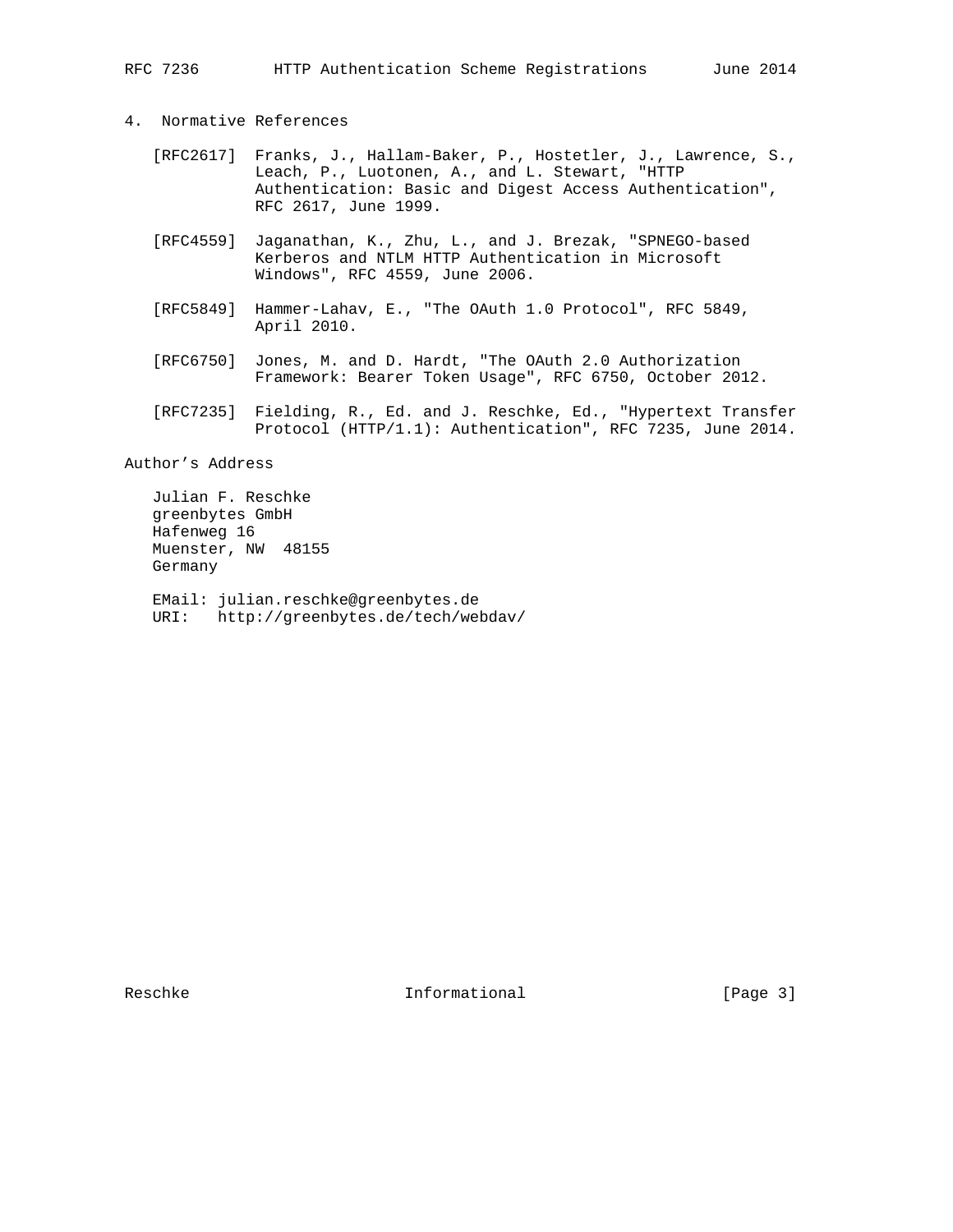## 4. Normative References

[RFC2617] Franks, J., Hallam-Baker, P., Hostetler, J., Lawrence, S., Leach, P., Luotonen, A., and L. Stewart, "HTTP Authentication: Basic and Digest Access Authentication", RFC 2617, June 1999.

[RFC4559] Jaganathan, K., Zhu, L., and J. Brezak, "SPNEGO-based Kerberos and NTLM HTTP Authentication in Microsoft Windows", RFC 4559, June 2006.

[RFC5849] Hammer-Lahav, E., "The OAuth 1.0 Protocol", RFC 5849, April 2010.

[RFC6750] Jones, M. and D. Hardt, "The OAuth 2.0 Authorization Framework: Bearer Token Usage", RFC 6750, October 2012.

[RFC7235] Fielding, R., Ed. and J. Reschke, Ed., "Hypertext Transfer Protocol (HTTP/1.1): Authentication", RFC 7235, June 2014.

## Author's Address

Julian F. Reschke
greenbytes GmbH
Hafenweg 16
Muenster, NW  48155
Germany

EMail: julian.reschke@greenbytes.de
URI:   http://greenbytes.de/tech/webdav/